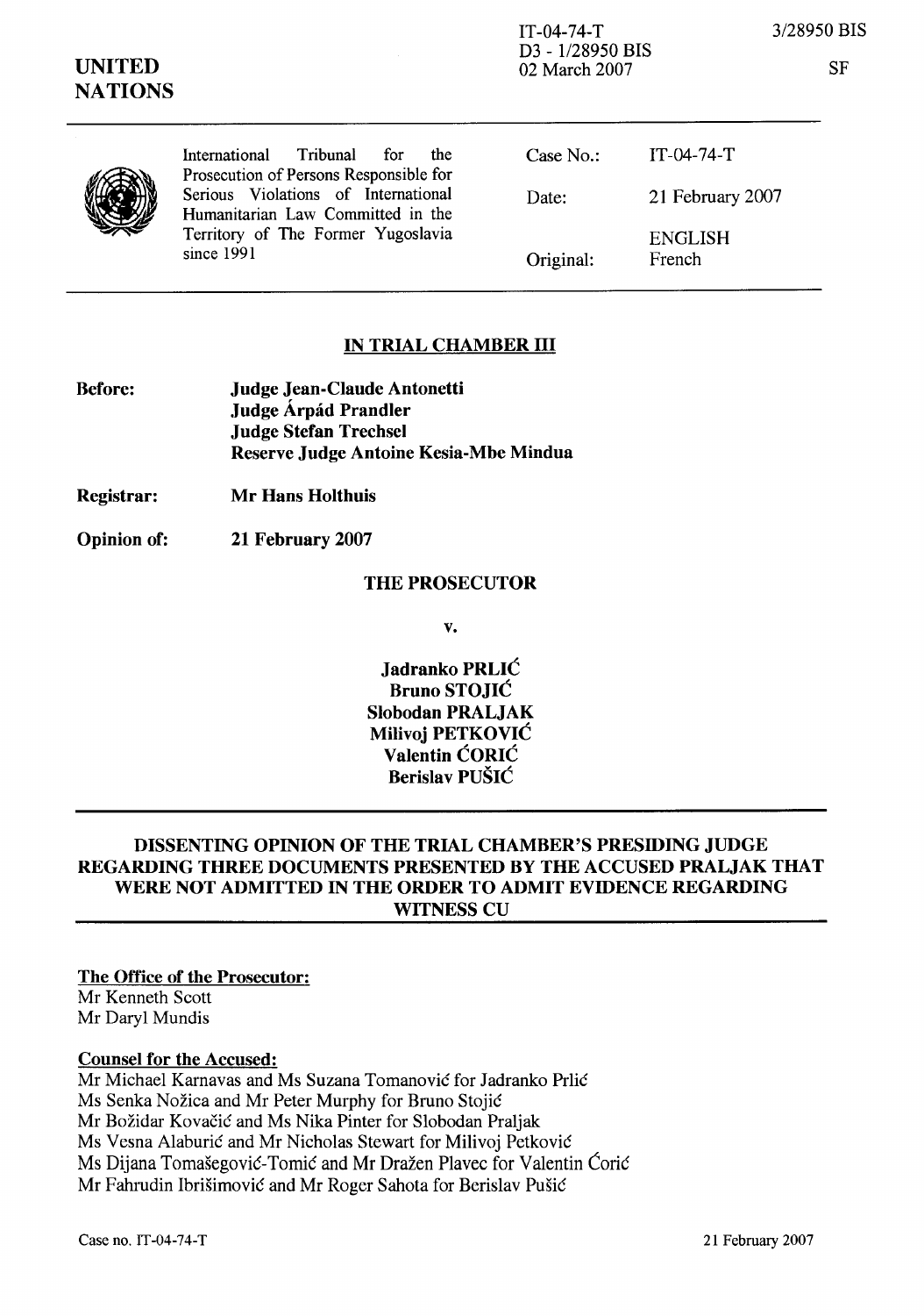IT-04-74-T
D3 - 1/28950 BIS
02 March 2007

3/28950 BIS

SF

**UNITED NATIONS**

| International Tribunal for the Prosecution of Persons Responsible for Serious Violations of International Humanitarian Law Committed in the Territory of The Former Yugoslavia since 1991 | Case No.: | IT-04-74-T |
|---|---|---|
| | Date: | 21 February 2007 |
| | Original: | ENGLISH French |

## IN TRIAL CHAMBER III

**Before:** **Judge Jean-Claude Antonetti**
**Judge Árpád Prandler**
**Judge Stefan Trechsel**
**Reserve Judge Antoine Kesia-Mbe Mindua**

**Registrar:** **Mr Hans Holthuis**

**Opinion of:** **21 February 2007**

**THE PROSECUTOR**

**v.**

**Jadranko PRLIĆ**
**Bruno STOJIĆ**
**Slobodan PRALJAK**
**Milivoj PETKOVIĆ**
**Valentin ĆORIĆ**
**Berislav PUŠIĆ**

## DISSENTING OPINION OF THE TRIAL CHAMBER'S PRESIDING JUDGE REGARDING THREE DOCUMENTS PRESENTED BY THE ACCUSED PRALJAK THAT WERE NOT ADMITTED IN THE ORDER TO ADMIT EVIDENCE REGARDING WITNESS CU

**The Office of the Prosecutor:**
Mr Kenneth Scott
Mr Daryl Mundis

**Counsel for the Accused:**
Mr Michael Karnavas and Ms Suzana Tomanović for Jadranko Prlić
Ms Senka Nožica and Mr Peter Murphy for Bruno Stojić
Mr Božidar Kovačić and Ms Nika Pinter for Slobodan Praljak
Ms Vesna Alaburić and Mr Nicholas Stewart for Milivoj Petković
Ms Dijana Tomašegović-Tomić and Mr Dražen Plavec for Valentin Ćorić
Mr Fahrudin Ibrišimović and Mr Roger Sahota for Berislav Pušić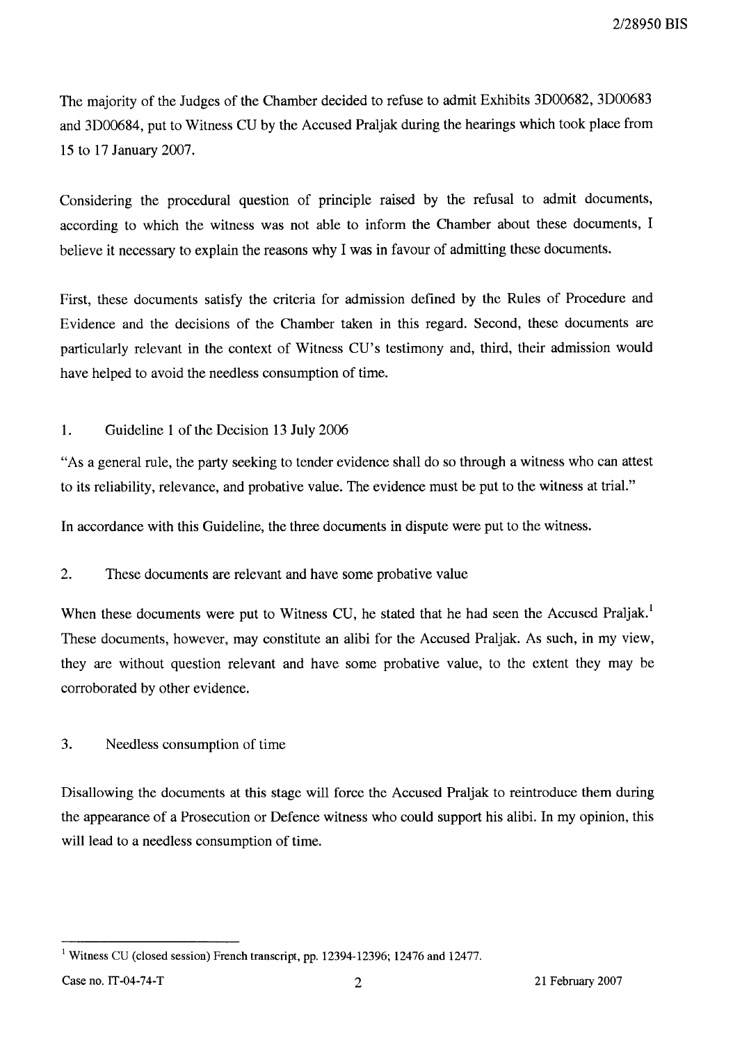The majority of the Judges of the Chamber decided to refuse to admit Exhibits 3D00682, 3D00683 and 3D00684, put to Witness CU by the Accused Praljak during the hearings which took place from 15 to 17 January 2007.

Considering the procedural question of principle raised by the refusal to admit documents, according to which the witness was not able to inform the Chamber about these documents, I believe it necessary to explain the reasons why I was in favour of admitting these documents.

First, these documents satisfy the criteria for admission defined by the Rules of Procedure and Evidence and the decisions of the Chamber taken in this regard. Second, these documents are particularly relevant in the context of Witness CU's testimony and, third, their admission would have helped to avoid the needless consumption of time.

1. Guideline 1 of the Decision 13 July 2006

"As a general rule, the party seeking to tender evidence shall do so through a witness who can attest to its reliability, relevance, and probative value. The evidence must be put to the witness at trial."

In accordance with this Guideline, the three documents in dispute were put to the witness.

2. These documents are relevant and have some probative value

When these documents were put to Witness CU, he stated that he had seen the Accused Praljak.[1] These documents, however, may constitute an alibi for the Accused Praljak. As such, in my view, they are without question relevant and have some probative value, to the extent they may be corroborated by other evidence.

3. Needless consumption of time

Disallowing the documents at this stage will force the Accused Praljak to reintroduce them during the appearance of a Prosecution or Defence witness who could support his alibi. In my opinion, this will lead to a needless consumption of time.

---

[1] Witness CU (closed session) French transcript, pp. 12394-12396; 12476 and 12477.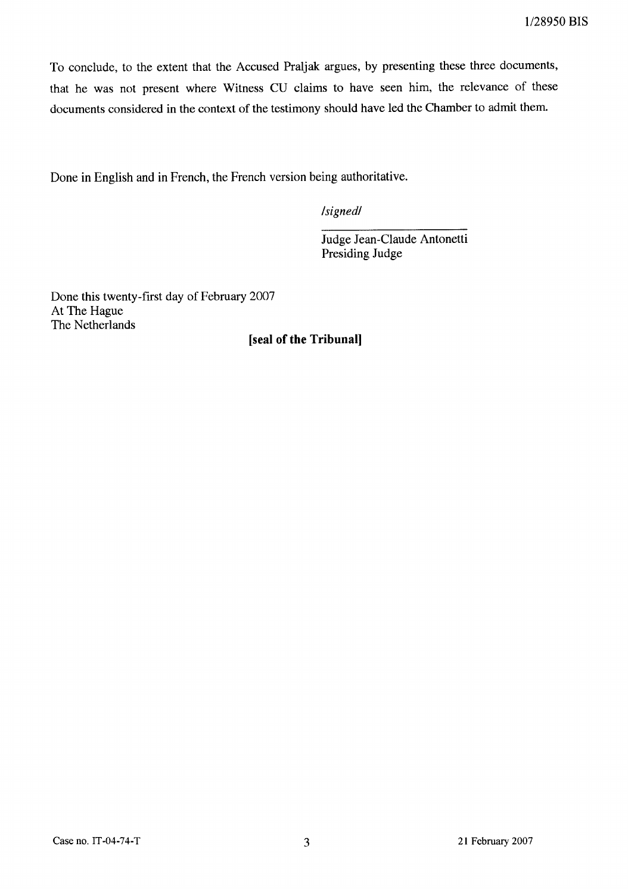To conclude, to the extent that the Accused Praljak argues, by presenting these three documents, that he was not present where Witness CU claims to have seen him, the relevance of these documents considered in the context of the testimony should have led the Chamber to admit them.

Done in English and in French, the French version being authoritative.

*/signed/*

Judge Jean-Claude Antonetti
Presiding Judge

Done this twenty-first day of February 2007
At The Hague
The Netherlands

**[seal of the Tribunal]**